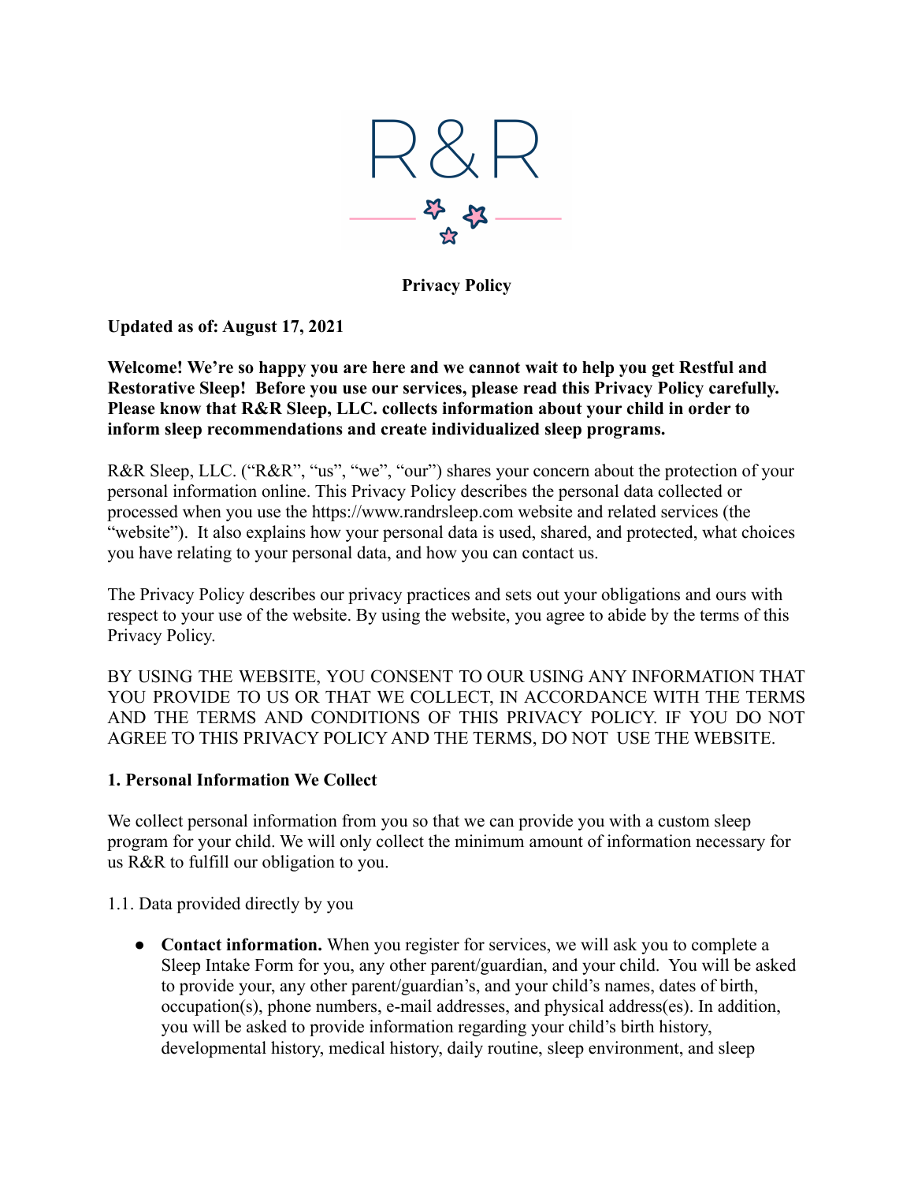R&R

**Privacy Policy**

**Updated as of: August 17, 2021**

**Welcome! We're so happy you are here and we cannot wait to help you get Restful and Restorative Sleep! Before you use our services, please read this Privacy Policy carefully. Please know that R&R Sleep, LLC. collects information about your child in order to inform sleep recommendations and create individualized sleep programs.**

R&R Sleep, LLC. ("R&R", "us", "we", "our") shares your concern about the protection of your personal information online. This Privacy Policy describes the personal data collected or processed when you use the https://www.randrsleep.com website and related services (the "website"). It also explains how your personal data is used, shared, and protected, what choices you have relating to your personal data, and how you can contact us.

The Privacy Policy describes our privacy practices and sets out your obligations and ours with respect to your use of the website. By using the website, you agree to abide by the terms of this Privacy Policy.

BY USING THE WEBSITE, YOU CONSENT TO OUR USING ANY INFORMATION THAT YOU PROVIDE TO US OR THAT WE COLLECT, IN ACCORDANCE WITH THE TERMS AND THE TERMS AND CONDITIONS OF THIS PRIVACY POLICY. IF YOU DO NOT AGREE TO THIS PRIVACY POLICY AND THE TERMS, DO NOT USE THE WEBSITE.

**1. Personal Information We Collect**

We collect personal information from you so that we can provide you with a custom sleep program for your child. We will only collect the minimum amount of information necessary for us R&R to fulfill our obligation to you.

1.1. Data provided directly by you

- **Contact information.** When you register for services, we will ask you to complete a Sleep Intake Form for you, any other parent/guardian, and your child. You will be asked to provide your, any other parent/guardian's, and your child's names, dates of birth, occupation(s), phone numbers, e-mail addresses, and physical address(es). In addition, you will be asked to provide information regarding your child's birth history, developmental history, medical history, daily routine, sleep environment, and sleep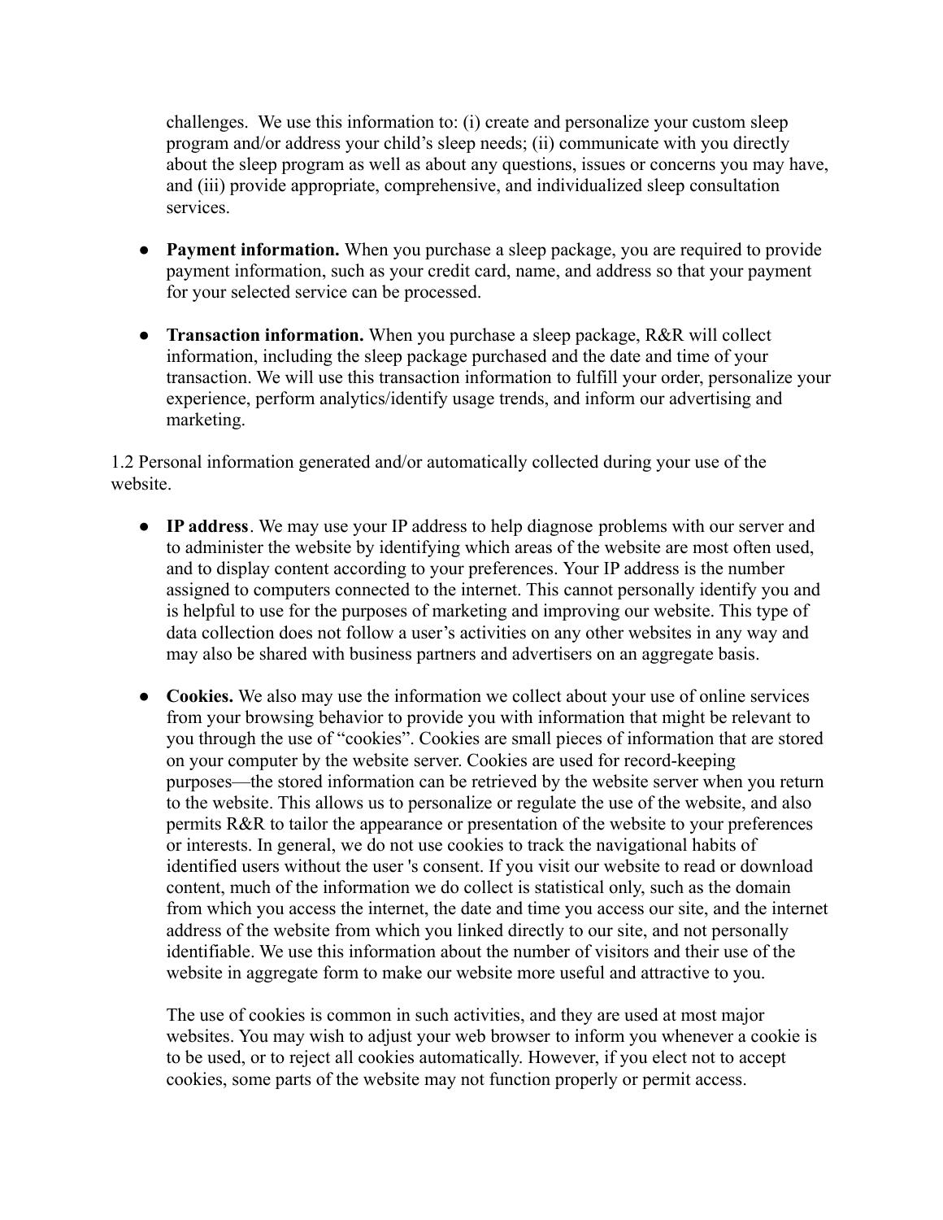challenges. We use this information to: (i) create and personalize your custom sleep program and/or address your child's sleep needs; (ii) communicate with you directly about the sleep program as well as about any questions, issues or concerns you may have, and (iii) provide appropriate, comprehensive, and individualized sleep consultation services.

- **Payment information.** When you purchase a sleep package, you are required to provide payment information, such as your credit card, name, and address so that your payment for your selected service can be processed.

- **Transaction information.** When you purchase a sleep package, R&R will collect information, including the sleep package purchased and the date and time of your transaction. We will use this transaction information to fulfill your order, personalize your experience, perform analytics/identify usage trends, and inform our advertising and marketing.

1.2 Personal information generated and/or automatically collected during your use of the website.

- **IP address**. We may use your IP address to help diagnose problems with our server and to administer the website by identifying which areas of the website are most often used, and to display content according to your preferences. Your IP address is the number assigned to computers connected to the internet. This cannot personally identify you and is helpful to use for the purposes of marketing and improving our website. This type of data collection does not follow a user's activities on any other websites in any way and may also be shared with business partners and advertisers on an aggregate basis.

- **Cookies.** We also may use the information we collect about your use of online services from your browsing behavior to provide you with information that might be relevant to you through the use of "cookies". Cookies are small pieces of information that are stored on your computer by the website server. Cookies are used for record-keeping purposes—the stored information can be retrieved by the website server when you return to the website. This allows us to personalize or regulate the use of the website, and also permits R&R to tailor the appearance or presentation of the website to your preferences or interests. In general, we do not use cookies to track the navigational habits of identified users without the user 's consent. If you visit our website to read or download content, much of the information we do collect is statistical only, such as the domain from which you access the internet, the date and time you access our site, and the internet address of the website from which you linked directly to our site, and not personally identifiable. We use this information about the number of visitors and their use of the website in aggregate form to make our website more useful and attractive to you.

  The use of cookies is common in such activities, and they are used at most major websites. You may wish to adjust your web browser to inform you whenever a cookie is to be used, or to reject all cookies automatically. However, if you elect not to accept cookies, some parts of the website may not function properly or permit access.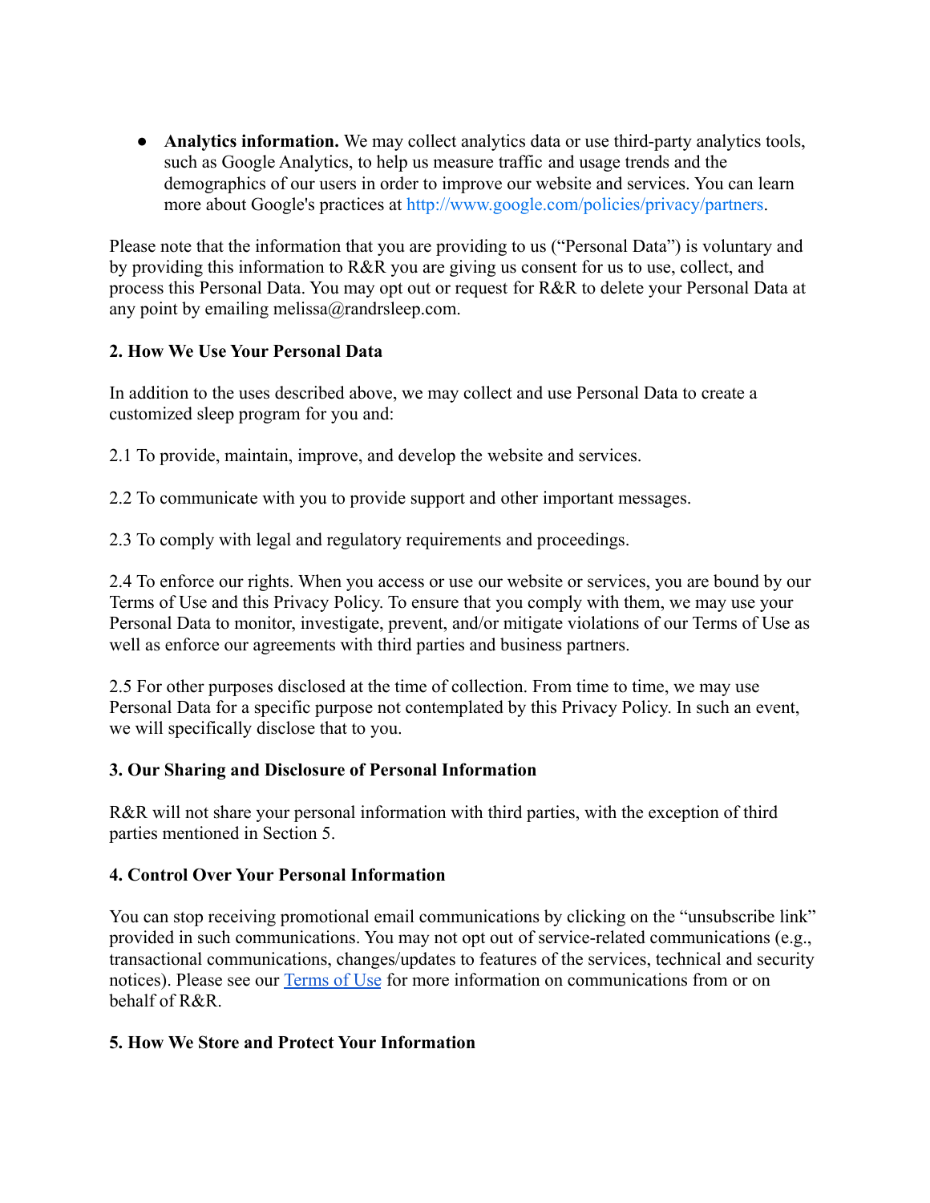- **Analytics information.** We may collect analytics data or use third-party analytics tools, such as Google Analytics, to help us measure traffic and usage trends and the demographics of our users in order to improve our website and services. You can learn more about Google's practices at http://www.google.com/policies/privacy/partners.

Please note that the information that you are providing to us ("Personal Data") is voluntary and by providing this information to R&R you are giving us consent for us to use, collect, and process this Personal Data. You may opt out or request for R&R to delete your Personal Data at any point by emailing melissa@randrsleep.com.

**2. How We Use Your Personal Data**

In addition to the uses described above, we may collect and use Personal Data to create a customized sleep program for you and:

2.1 To provide, maintain, improve, and develop the website and services.

2.2 To communicate with you to provide support and other important messages.

2.3 To comply with legal and regulatory requirements and proceedings.

2.4 To enforce our rights. When you access or use our website or services, you are bound by our Terms of Use and this Privacy Policy. To ensure that you comply with them, we may use your Personal Data to monitor, investigate, prevent, and/or mitigate violations of our Terms of Use as well as enforce our agreements with third parties and business partners.

2.5 For other purposes disclosed at the time of collection. From time to time, we may use Personal Data for a specific purpose not contemplated by this Privacy Policy. In such an event, we will specifically disclose that to you.

**3. Our Sharing and Disclosure of Personal Information**

R&R will not share your personal information with third parties, with the exception of third parties mentioned in Section 5.

**4. Control Over Your Personal Information**

You can stop receiving promotional email communications by clicking on the "unsubscribe link" provided in such communications. You may not opt out of service-related communications (e.g., transactional communications, changes/updates to features of the services, technical and security notices). Please see our Terms of Use for more information on communications from or on behalf of R&R.

**5. How We Store and Protect Your Information**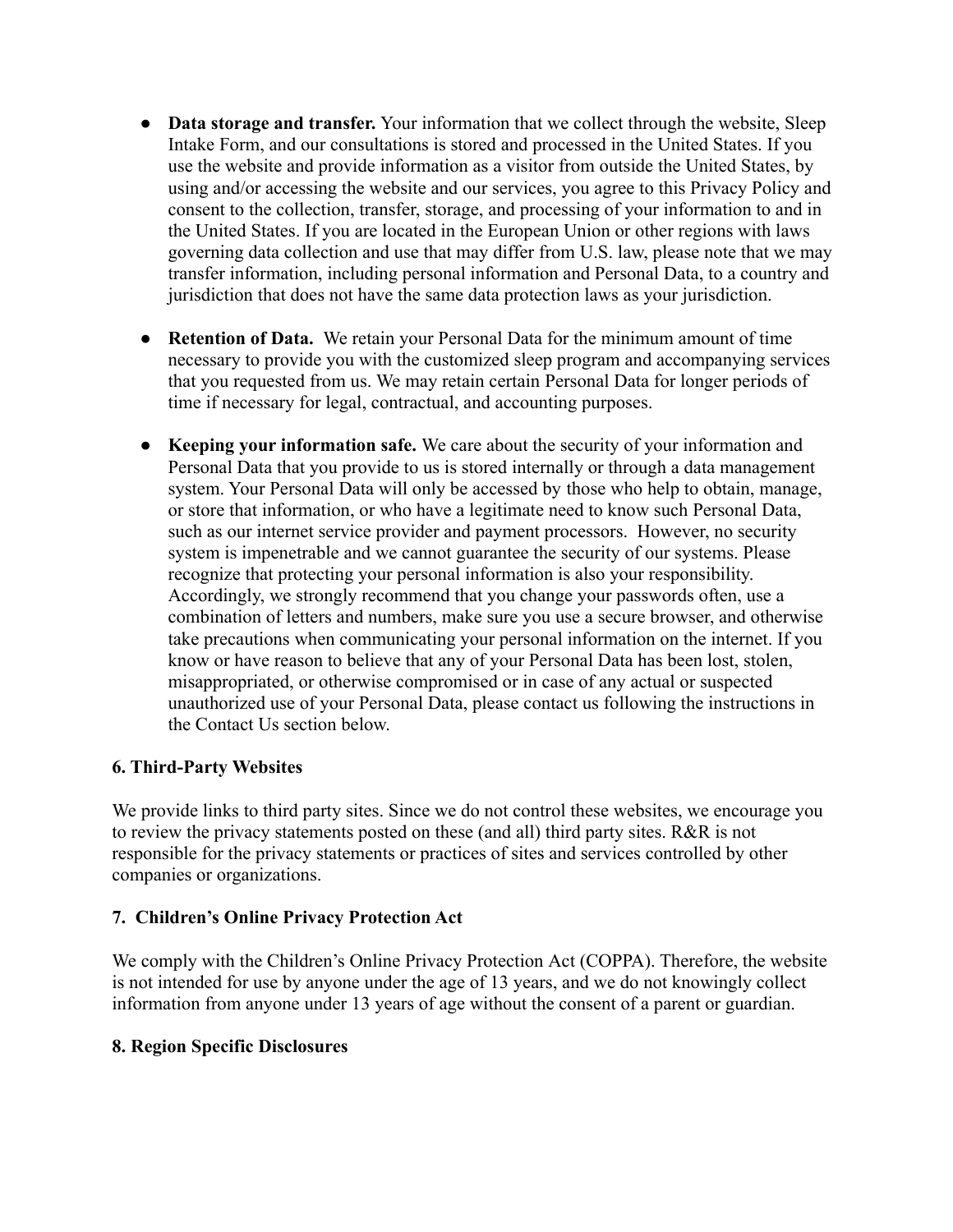- **Data storage and transfer.** Your information that we collect through the website, Sleep Intake Form, and our consultations is stored and processed in the United States. If you use the website and provide information as a visitor from outside the United States, by using and/or accessing the website and our services, you agree to this Privacy Policy and consent to the collection, transfer, storage, and processing of your information to and in the United States. If you are located in the European Union or other regions with laws governing data collection and use that may differ from U.S. law, please note that we may transfer information, including personal information and Personal Data, to a country and jurisdiction that does not have the same data protection laws as your jurisdiction.

- **Retention of Data.** We retain your Personal Data for the minimum amount of time necessary to provide you with the customized sleep program and accompanying services that you requested from us. We may retain certain Personal Data for longer periods of time if necessary for legal, contractual, and accounting purposes.

- **Keeping your information safe.** We care about the security of your information and Personal Data that you provide to us is stored internally or through a data management system. Your Personal Data will only be accessed by those who help to obtain, manage, or store that information, or who have a legitimate need to know such Personal Data, such as our internet service provider and payment processors. However, no security system is impenetrable and we cannot guarantee the security of our systems. Please recognize that protecting your personal information is also your responsibility. Accordingly, we strongly recommend that you change your passwords often, use a combination of letters and numbers, make sure you use a secure browser, and otherwise take precautions when communicating your personal information on the internet. If you know or have reason to believe that any of your Personal Data has been lost, stolen, misappropriated, or otherwise compromised or in case of any actual or suspected unauthorized use of your Personal Data, please contact us following the instructions in the Contact Us section below.

## 6. Third-Party Websites

We provide links to third party sites. Since we do not control these websites, we encourage you to review the privacy statements posted on these (and all) third party sites. R&R is not responsible for the privacy statements or practices of sites and services controlled by other companies or organizations.

## 7. Children's Online Privacy Protection Act

We comply with the Children's Online Privacy Protection Act (COPPA). Therefore, the website is not intended for use by anyone under the age of 13 years, and we do not knowingly collect information from anyone under 13 years of age without the consent of a parent or guardian.

## 8. Region Specific Disclosures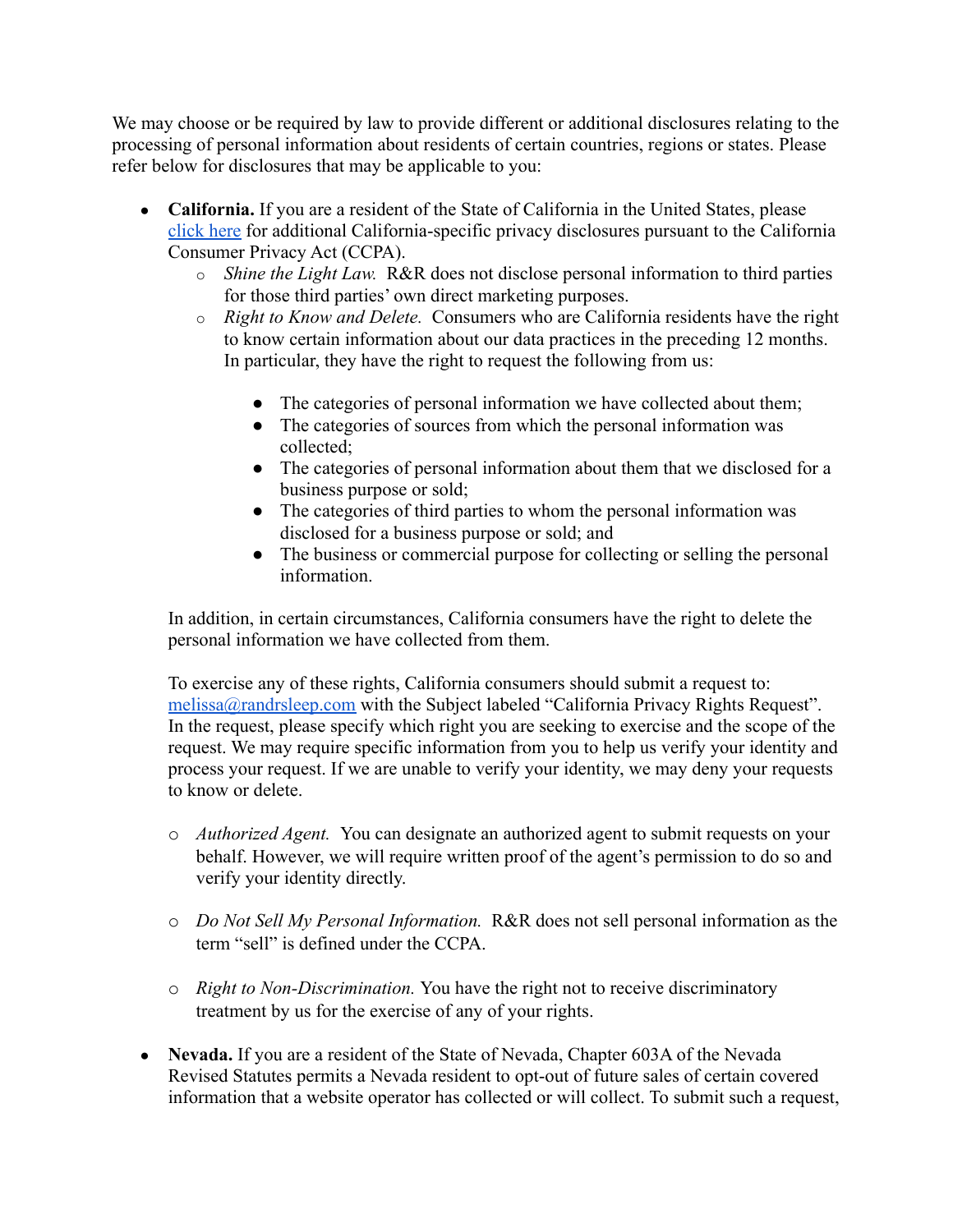We may choose or be required by law to provide different or additional disclosures relating to the processing of personal information about residents of certain countries, regions or states. Please refer below for disclosures that may be applicable to you:

- **California.** If you are a resident of the State of California in the United States, please [click here](#) for additional California-specific privacy disclosures pursuant to the California Consumer Privacy Act (CCPA).
  - *Shine the Light Law.* R&R does not disclose personal information to third parties for those third parties' own direct marketing purposes.
  - *Right to Know and Delete.* Consumers who are California residents have the right to know certain information about our data practices in the preceding 12 months. In particular, they have the right to request the following from us:
    - The categories of personal information we have collected about them;
    - The categories of sources from which the personal information was collected;
    - The categories of personal information about them that we disclosed for a business purpose or sold;
    - The categories of third parties to whom the personal information was disclosed for a business purpose or sold; and
    - The business or commercial purpose for collecting or selling the personal information.

  In addition, in certain circumstances, California consumers have the right to delete the personal information we have collected from them.

  To exercise any of these rights, California consumers should submit a request to: [melissa@randrsleep.com](mailto:melissa@randrsleep.com) with the Subject labeled "California Privacy Rights Request". In the request, please specify which right you are seeking to exercise and the scope of the request. We may require specific information from you to help us verify your identity and process your request. If we are unable to verify your identity, we may deny your requests to know or delete.

  - *Authorized Agent.* You can designate an authorized agent to submit requests on your behalf. However, we will require written proof of the agent's permission to do so and verify your identity directly.

  - *Do Not Sell My Personal Information.* R&R does not sell personal information as the term "sell" is defined under the CCPA.

  - *Right to Non-Discrimination.* You have the right not to receive discriminatory treatment by us for the exercise of any of your rights.

- **Nevada.** If you are a resident of the State of Nevada, Chapter 603A of the Nevada Revised Statutes permits a Nevada resident to opt-out of future sales of certain covered information that a website operator has collected or will collect. To submit such a request,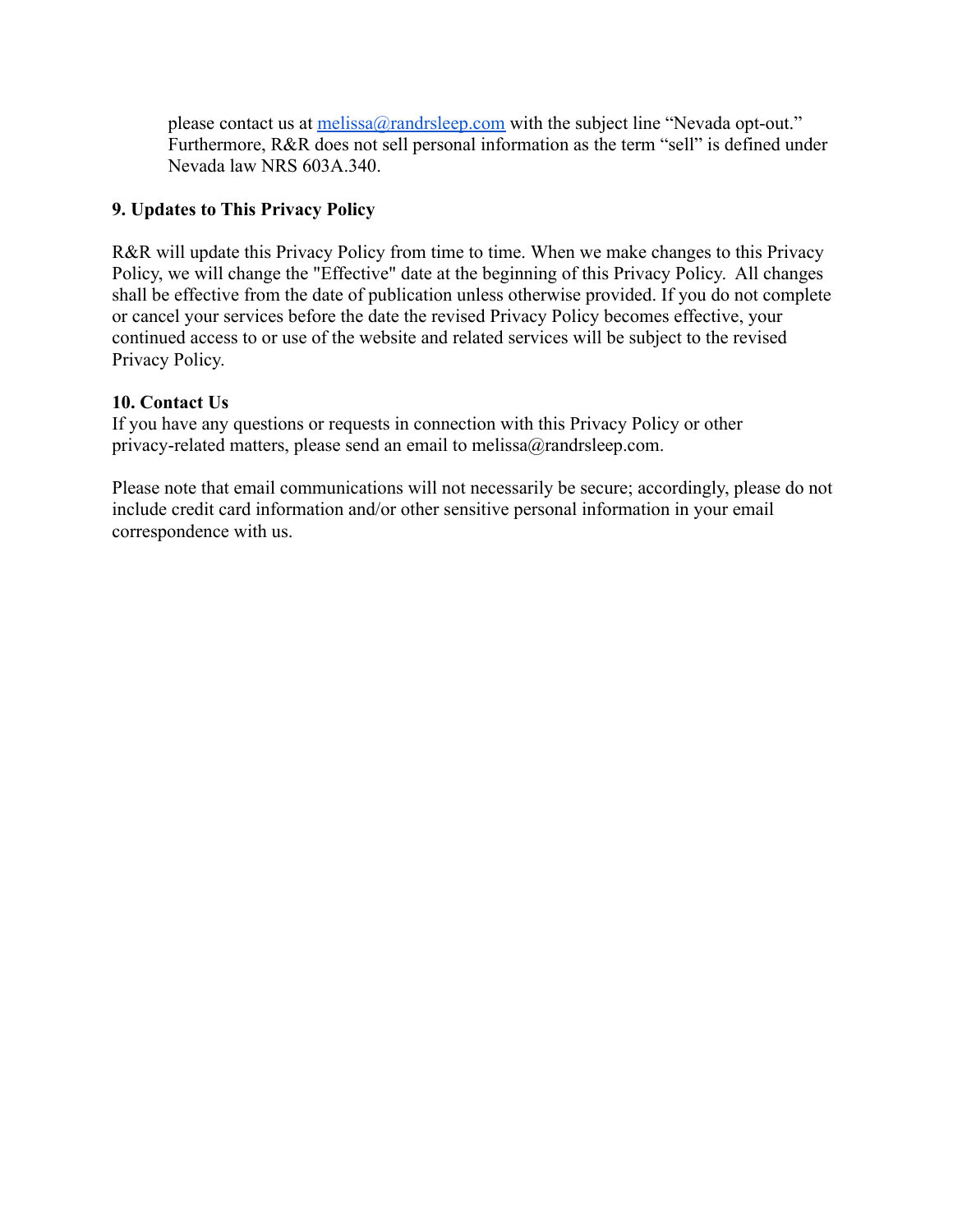please contact us at melissa@randrsleep.com with the subject line "Nevada opt-out." Furthermore, R&R does not sell personal information as the term "sell" is defined under Nevada law NRS 603A.340.

**9. Updates to This Privacy Policy**

R&R will update this Privacy Policy from time to time. When we make changes to this Privacy Policy, we will change the "Effective" date at the beginning of this Privacy Policy. All changes shall be effective from the date of publication unless otherwise provided. If you do not complete or cancel your services before the date the revised Privacy Policy becomes effective, your continued access to or use of the website and related services will be subject to the revised Privacy Policy.

**10. Contact Us**

If you have any questions or requests in connection with this Privacy Policy or other privacy-related matters, please send an email to melissa@randrsleep.com.

Please note that email communications will not necessarily be secure; accordingly, please do not include credit card information and/or other sensitive personal information in your email correspondence with us.